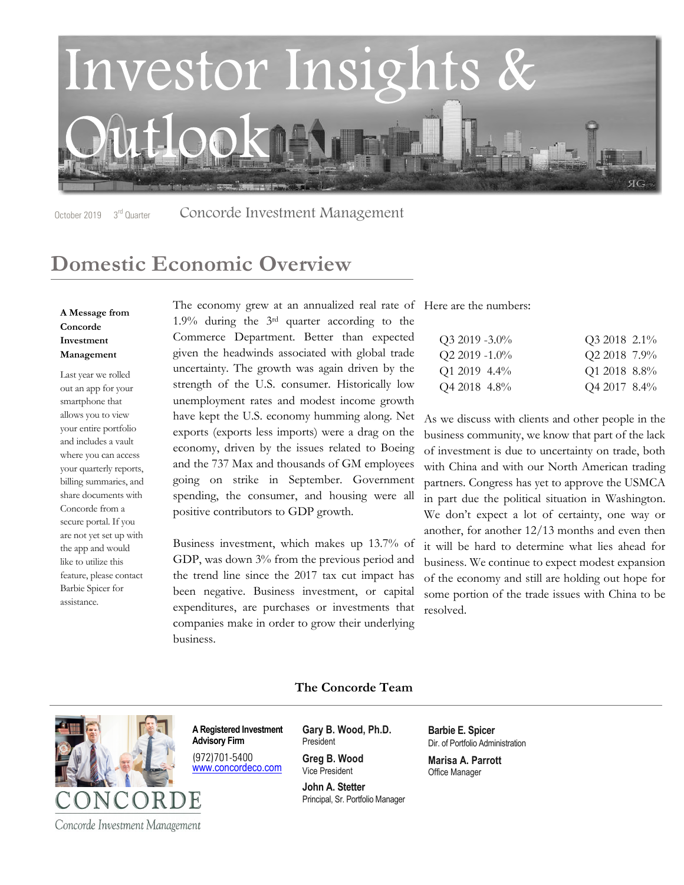# Investor Insights & Outlook

October 2019 3rd Quarter Concorde Investment Management

## Domestic Economic Overview

**A Message from Concorde Investment Management**

Last year we rolled out an app for your smartphone that allows you to view your entire portfolio and includes a vault where you can access your quarterly reports, billing summaries, and share documents with Concorde from a secure portal. If you are not yet set up with the app and would like to utilize this feature, please contact Barbie Spicer for assistance.

The economy grew at an annualized real rate of 1.9% during the 3rd quarter according to the Commerce Department. Better than expected given the headwinds associated with global trade uncertainty. The growth was again driven by the strength of the U.S. consumer. Historically low unemployment rates and modest income growth have kept the U.S. economy humming along. Net exports (exports less imports) were a drag on the economy, driven by the issues related to Boeing and the 737 Max and thousands of GM employees going on strike in September. Government spending, the consumer, and housing were all positive contributors to GDP growth.

Business investment, which makes up 13.7% of GDP, was down 3% from the previous period and the trend line since the 2017 tax cut impact has been negative. Business investment, or capital expenditures, are purchases or investments that companies make in order to grow their underlying business.

Here are the numbers:

| | | | |
|---|---|---|---|
| Q3 2019 | -3.0% | Q3 2018 | 2.1% |
| Q2 2019 | -1.0% | Q2 2018 | 7.9% |
| Q1 2019 | 4.4% | Q1 2018 | 8.8% |
| Q4 2018 | 4.8% | Q4 2017 | 8.4% |

As we discuss with clients and other people in the business community, we know that part of the lack of investment is due to uncertainty on trade, both with China and with our North American trading partners. Congress has yet to approve the USMCA in part due the political situation in Washington. We don't expect a lot of certainty, one way or another, for another 12/13 months and even then it will be hard to determine what lies ahead for business. We continue to expect modest expansion of the economy and still are holding out hope for some portion of the trade issues with China to be resolved.

### The Concorde Team

CONCORDE
Concorde Investment Management

**A Registered Investment Advisory Firm**
(972)701-5400
www.concordeco.com

**Gary B. Wood, Ph.D.**
President

**Greg B. Wood**
Vice President

**John A. Stetter**
Principal, Sr. Portfolio Manager

**Barbie E. Spicer**
Dir. of Portfolio Administration

**Marisa A. Parrott**
Office Manager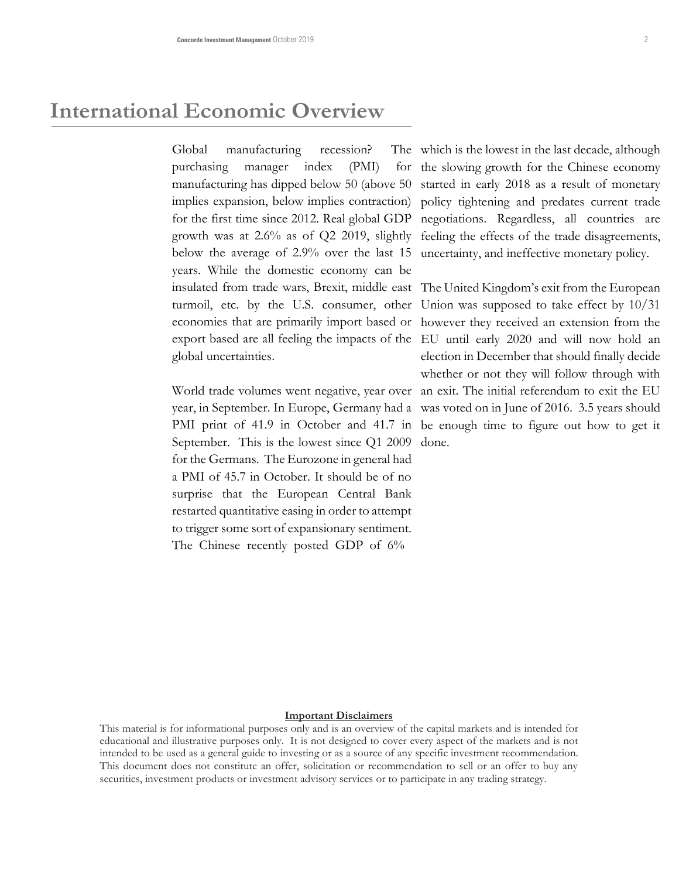# International Economic Overview

Global manufacturing recession? The purchasing manager index (PMI) for manufacturing has dipped below 50 (above 50 implies expansion, below implies contraction) for the first time since 2012. Real global GDP growth was at 2.6% as of Q2 2019, slightly below the average of 2.9% over the last 15 years. While the domestic economy can be insulated from trade wars, Brexit, middle east turmoil, etc. by the U.S. consumer, other economies that are primarily import based or export based are all feeling the impacts of the global uncertainties.

World trade volumes went negative, year over year, in September. In Europe, Germany had a PMI print of 41.9 in October and 41.7 in September. This is the lowest since Q1 2009 for the Germans. The Eurozone in general had a PMI of 45.7 in October. It should be of no surprise that the European Central Bank restarted quantitative easing in order to attempt to trigger some sort of expansionary sentiment. The Chinese recently posted GDP of 6% which is the lowest in the last decade, although the slowing growth for the Chinese economy started in early 2018 as a result of monetary policy tightening and predates current trade negotiations. Regardless, all countries are feeling the effects of the trade disagreements, uncertainty, and ineffective monetary policy.

The United Kingdom's exit from the European Union was supposed to take effect by 10/31 however they received an extension from the EU until early 2020 and will now hold an election in December that should finally decide whether or not they will follow through with an exit. The initial referendum to exit the EU was voted on in June of 2016. 3.5 years should be enough time to figure out how to get it done.

**Important Disclaimers**

This material is for informational purposes only and is an overview of the capital markets and is intended for educational and illustrative purposes only. It is not designed to cover every aspect of the markets and is not intended to be used as a general guide to investing or as a source of any specific investment recommendation. This document does not constitute an offer, solicitation or recommendation to sell or an offer to buy any securities, investment products or investment advisory services or to participate in any trading strategy.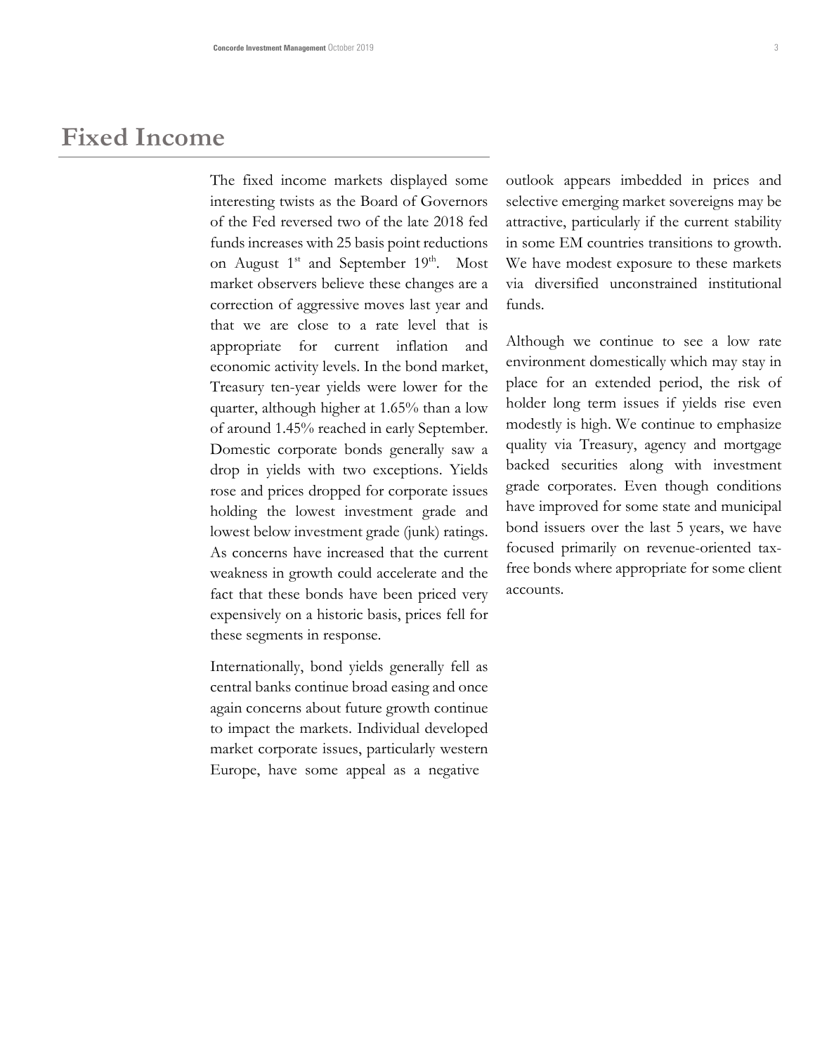# Fixed Income

The fixed income markets displayed some interesting twists as the Board of Governors of the Fed reversed two of the late 2018 fed funds increases with 25 basis point reductions on August 1st and September 19th. Most market observers believe these changes are a correction of aggressive moves last year and that we are close to a rate level that is appropriate for current inflation and economic activity levels. In the bond market, Treasury ten-year yields were lower for the quarter, although higher at 1.65% than a low of around 1.45% reached in early September. Domestic corporate bonds generally saw a drop in yields with two exceptions. Yields rose and prices dropped for corporate issues holding the lowest investment grade and lowest below investment grade (junk) ratings. As concerns have increased that the current weakness in growth could accelerate and the fact that these bonds have been priced very expensively on a historic basis, prices fell for these segments in response.

Internationally, bond yields generally fell as central banks continue broad easing and once again concerns about future growth continue to impact the markets. Individual developed market corporate issues, particularly western Europe, have some appeal as a negative outlook appears imbedded in prices and selective emerging market sovereigns may be attractive, particularly if the current stability in some EM countries transitions to growth. We have modest exposure to these markets via diversified unconstrained institutional funds.

Although we continue to see a low rate environment domestically which may stay in place for an extended period, the risk of holder long term issues if yields rise even modestly is high. We continue to emphasize quality via Treasury, agency and mortgage backed securities along with investment grade corporates. Even though conditions have improved for some state and municipal bond issuers over the last 5 years, we have focused primarily on revenue-oriented tax-free bonds where appropriate for some client accounts.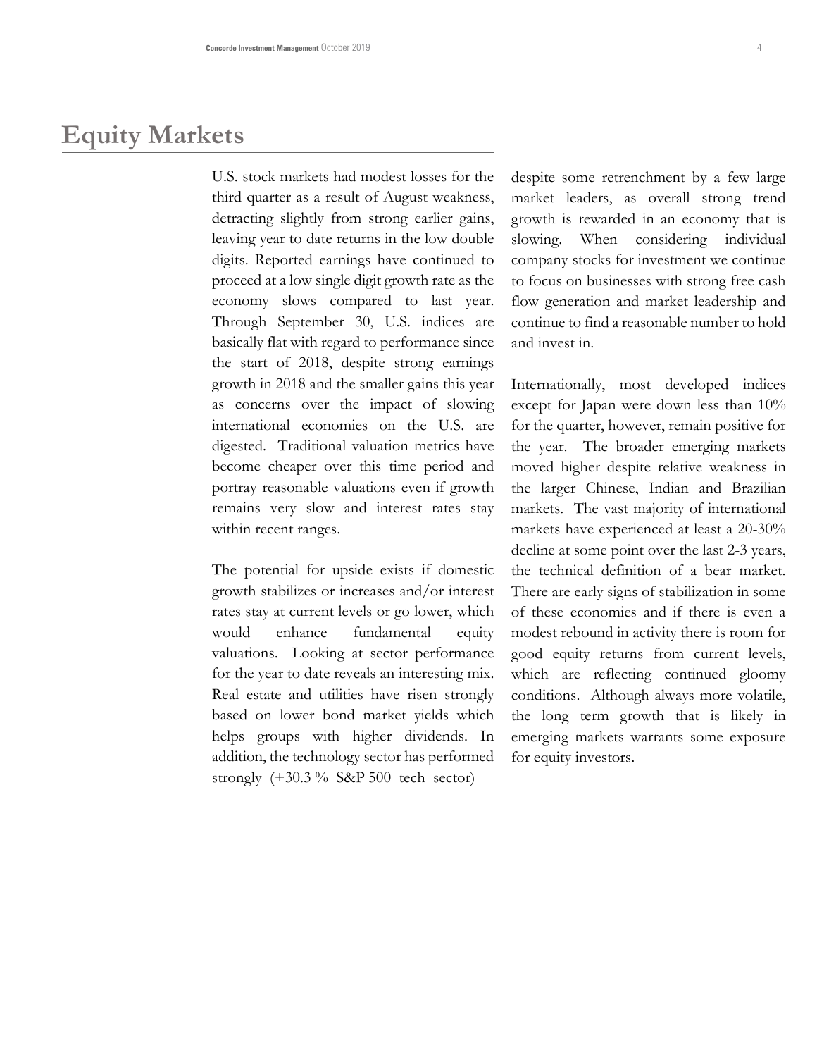# Equity Markets

U.S. stock markets had modest losses for the third quarter as a result of August weakness, detracting slightly from strong earlier gains, leaving year to date returns in the low double digits. Reported earnings have continued to proceed at a low single digit growth rate as the economy slows compared to last year. Through September 30, U.S. indices are basically flat with regard to performance since the start of 2018, despite strong earnings growth in 2018 and the smaller gains this year as concerns over the impact of slowing international economies on the U.S. are digested. Traditional valuation metrics have become cheaper over this time period and portray reasonable valuations even if growth remains very slow and interest rates stay within recent ranges.

The potential for upside exists if domestic growth stabilizes or increases and/or interest rates stay at current levels or go lower, which would enhance fundamental equity valuations. Looking at sector performance for the year to date reveals an interesting mix. Real estate and utilities have risen strongly based on lower bond market yields which helps groups with higher dividends. In addition, the technology sector has performed strongly (+30.3 % S&P 500 tech sector) despite some retrenchment by a few large market leaders, as overall strong trend growth is rewarded in an economy that is slowing. When considering individual company stocks for investment we continue to focus on businesses with strong free cash flow generation and market leadership and continue to find a reasonable number to hold and invest in.

Internationally, most developed indices except for Japan were down less than 10% for the quarter, however, remain positive for the year. The broader emerging markets moved higher despite relative weakness in the larger Chinese, Indian and Brazilian markets. The vast majority of international markets have experienced at least a 20-30% decline at some point over the last 2-3 years, the technical definition of a bear market. There are early signs of stabilization in some of these economies and if there is even a modest rebound in activity there is room for good equity returns from current levels, which are reflecting continued gloomy conditions. Although always more volatile, the long term growth that is likely in emerging markets warrants some exposure for equity investors.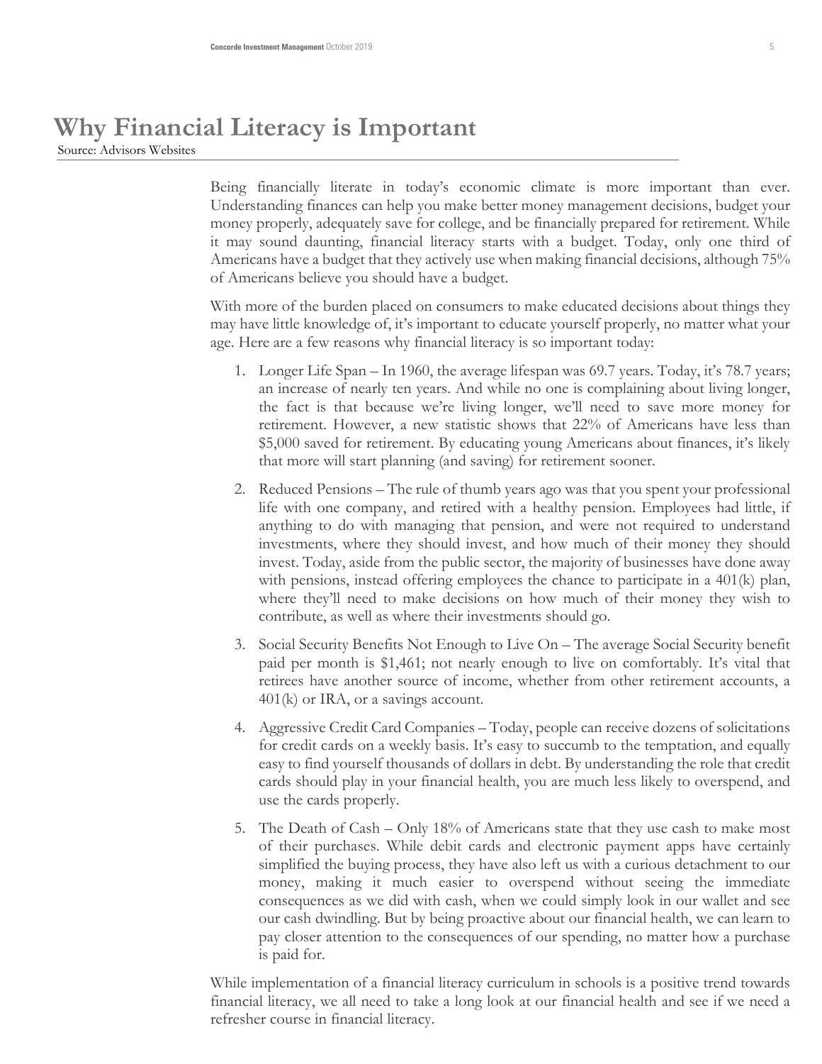# Why Financial Literacy is Important

Source: Advisors Websites

Being financially literate in today's economic climate is more important than ever. Understanding finances can help you make better money management decisions, budget your money properly, adequately save for college, and be financially prepared for retirement. While it may sound daunting, financial literacy starts with a budget. Today, only one third of Americans have a budget that they actively use when making financial decisions, although 75% of Americans believe you should have a budget.

With more of the burden placed on consumers to make educated decisions about things they may have little knowledge of, it's important to educate yourself properly, no matter what your age. Here are a few reasons why financial literacy is so important today:

1. Longer Life Span – In 1960, the average lifespan was 69.7 years. Today, it's 78.7 years; an increase of nearly ten years. And while no one is complaining about living longer, the fact is that because we're living longer, we'll need to save more money for retirement. However, a new statistic shows that 22% of Americans have less than $5,000 saved for retirement. By educating young Americans about finances, it's likely that more will start planning (and saving) for retirement sooner.
2. Reduced Pensions – The rule of thumb years ago was that you spent your professional life with one company, and retired with a healthy pension. Employees had little, if anything to do with managing that pension, and were not required to understand investments, where they should invest, and how much of their money they should invest. Today, aside from the public sector, the majority of businesses have done away with pensions, instead offering employees the chance to participate in a 401(k) plan, where they'll need to make decisions on how much of their money they wish to contribute, as well as where their investments should go.
3. Social Security Benefits Not Enough to Live On – The average Social Security benefit paid per month is $1,461; not nearly enough to live on comfortably. It's vital that retirees have another source of income, whether from other retirement accounts, a 401(k) or IRA, or a savings account.
4. Aggressive Credit Card Companies – Today, people can receive dozens of solicitations for credit cards on a weekly basis. It's easy to succumb to the temptation, and equally easy to find yourself thousands of dollars in debt. By understanding the role that credit cards should play in your financial health, you are much less likely to overspend, and use the cards properly.
5. The Death of Cash – Only 18% of Americans state that they use cash to make most of their purchases. While debit cards and electronic payment apps have certainly simplified the buying process, they have also left us with a curious detachment to our money, making it much easier to overspend without seeing the immediate consequences as we did with cash, when we could simply look in our wallet and see our cash dwindling. But by being proactive about our financial health, we can learn to pay closer attention to the consequences of our spending, no matter how a purchase is paid for.

While implementation of a financial literacy curriculum in schools is a positive trend towards financial literacy, we all need to take a long look at our financial health and see if we need a refresher course in financial literacy.